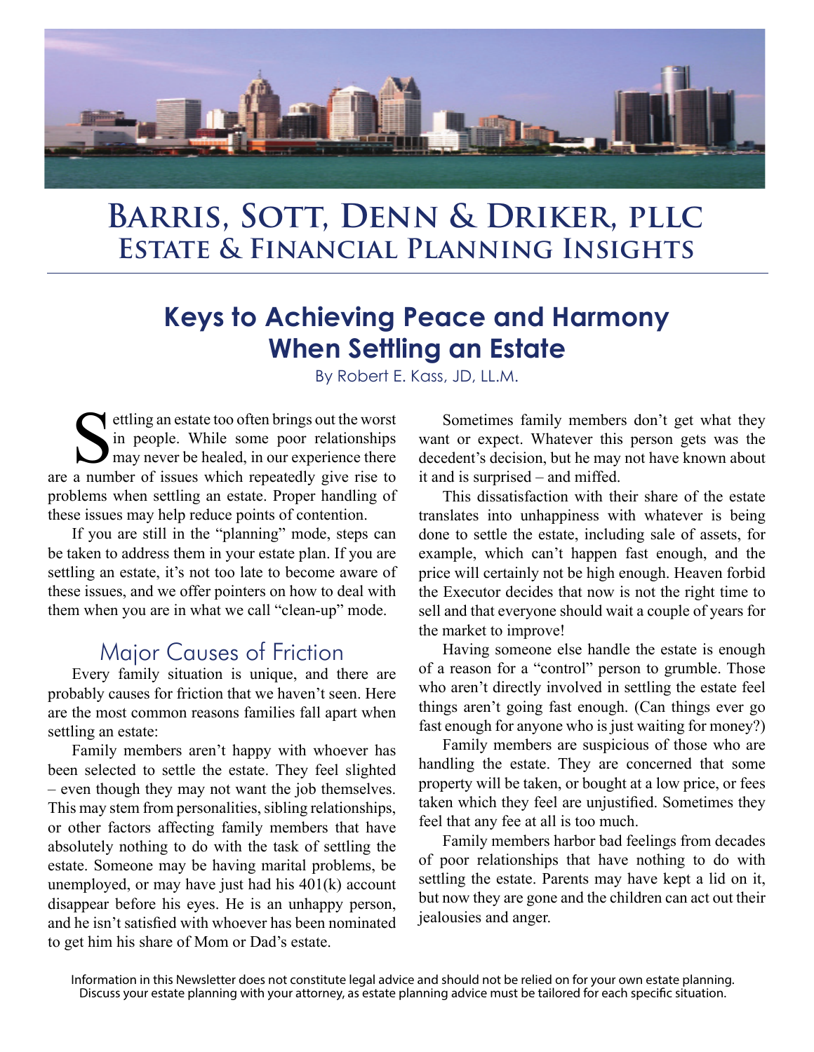# Barris, Sott, Denn & Driker, PLLC
## Estate & Financial Planning Insights

## Keys to Achieving Peace and Harmony When Settling an Estate

By Robert E. Kass, JD, LL.M.

Settling an estate too often brings out the worst in people. While some poor relationships may never be healed, in our experience there are a number of issues which repeatedly give rise to problems when settling an estate. Proper handling of these issues may help reduce points of contention.

If you are still in the "planning" mode, steps can be taken to address them in your estate plan. If you are settling an estate, it's not too late to become aware of these issues, and we offer pointers on how to deal with them when you are in what we call "clean-up" mode.

### Major Causes of Friction

Every family situation is unique, and there are probably causes for friction that we haven't seen. Here are the most common reasons families fall apart when settling an estate:

Family members aren't happy with whoever has been selected to settle the estate. They feel slighted – even though they may not want the job themselves. This may stem from personalities, sibling relationships, or other factors affecting family members that have absolutely nothing to do with the task of settling the estate. Someone may be having marital problems, be unemployed, or may have just had his 401(k) account disappear before his eyes. He is an unhappy person, and he isn't satisfied with whoever has been nominated to get him his share of Mom or Dad's estate.

Sometimes family members don't get what they want or expect. Whatever this person gets was the decedent's decision, but he may not have known about it and is surprised – and miffed.

This dissatisfaction with their share of the estate translates into unhappiness with whatever is being done to settle the estate, including sale of assets, for example, which can't happen fast enough, and the price will certainly not be high enough. Heaven forbid the Executor decides that now is not the right time to sell and that everyone should wait a couple of years for the market to improve!

Having someone else handle the estate is enough of a reason for a "control" person to grumble. Those who aren't directly involved in settling the estate feel things aren't going fast enough. (Can things ever go fast enough for anyone who is just waiting for money?)

Family members are suspicious of those who are handling the estate. They are concerned that some property will be taken, or bought at a low price, or fees taken which they feel are unjustified. Sometimes they feel that any fee at all is too much.

Family members harbor bad feelings from decades of poor relationships that have nothing to do with settling the estate. Parents may have kept a lid on it, but now they are gone and the children can act out their jealousies and anger.

Information in this Newsletter does not constitute legal advice and should not be relied on for your own estate planning. Discuss your estate planning with your attorney, as estate planning advice must be tailored for each specific situation.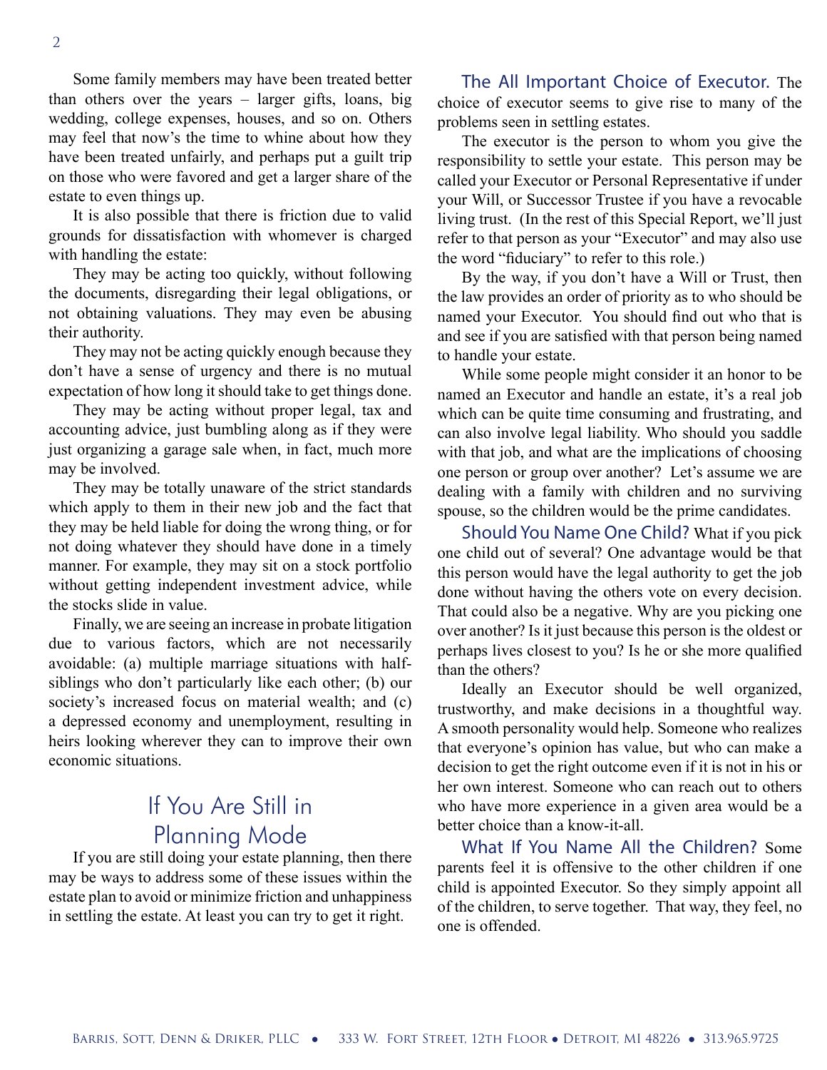Some family members may have been treated better than others over the years – larger gifts, loans, big wedding, college expenses, houses, and so on. Others may feel that now's the time to whine about how they have been treated unfairly, and perhaps put a guilt trip on those who were favored and get a larger share of the estate to even things up.

It is also possible that there is friction due to valid grounds for dissatisfaction with whomever is charged with handling the estate:

They may be acting too quickly, without following the documents, disregarding their legal obligations, or not obtaining valuations. They may even be abusing their authority.

They may not be acting quickly enough because they don't have a sense of urgency and there is no mutual expectation of how long it should take to get things done.

They may be acting without proper legal, tax and accounting advice, just bumbling along as if they were just organizing a garage sale when, in fact, much more may be involved.

They may be totally unaware of the strict standards which apply to them in their new job and the fact that they may be held liable for doing the wrong thing, or for not doing whatever they should have done in a timely manner. For example, they may sit on a stock portfolio without getting independent investment advice, while the stocks slide in value.

Finally, we are seeing an increase in probate litigation due to various factors, which are not necessarily avoidable: (a) multiple marriage situations with half-siblings who don't particularly like each other; (b) our society's increased focus on material wealth; and (c) a depressed economy and unemployment, resulting in heirs looking wherever they can to improve their own economic situations.

## If You Are Still in Planning Mode

If you are still doing your estate planning, then there may be ways to address some of these issues within the estate plan to avoid or minimize friction and unhappiness in settling the estate. At least you can try to get it right.

**The All Important Choice of Executor.** The choice of executor seems to give rise to many of the problems seen in settling estates.

The executor is the person to whom you give the responsibility to settle your estate. This person may be called your Executor or Personal Representative if under your Will, or Successor Trustee if you have a revocable living trust. (In the rest of this Special Report, we'll just refer to that person as your "Executor" and may also use the word "fiduciary" to refer to this role.)

By the way, if you don't have a Will or Trust, then the law provides an order of priority as to who should be named your Executor. You should find out who that is and see if you are satisfied with that person being named to handle your estate.

While some people might consider it an honor to be named an Executor and handle an estate, it's a real job which can be quite time consuming and frustrating, and can also involve legal liability. Who should you saddle with that job, and what are the implications of choosing one person or group over another? Let's assume we are dealing with a family with children and no surviving spouse, so the children would be the prime candidates.

**Should You Name One Child?** What if you pick one child out of several? One advantage would be that this person would have the legal authority to get the job done without having the others vote on every decision. That could also be a negative. Why are you picking one over another? Is it just because this person is the oldest or perhaps lives closest to you? Is he or she more qualified than the others?

Ideally an Executor should be well organized, trustworthy, and make decisions in a thoughtful way. A smooth personality would help. Someone who realizes that everyone's opinion has value, but who can make a decision to get the right outcome even if it is not in his or her own interest. Someone who can reach out to others who have more experience in a given area would be a better choice than a know-it-all.

**What If You Name All the Children?** Some parents feel it is offensive to the other children if one child is appointed Executor. So they simply appoint all of the children, to serve together. That way, they feel, no one is offended.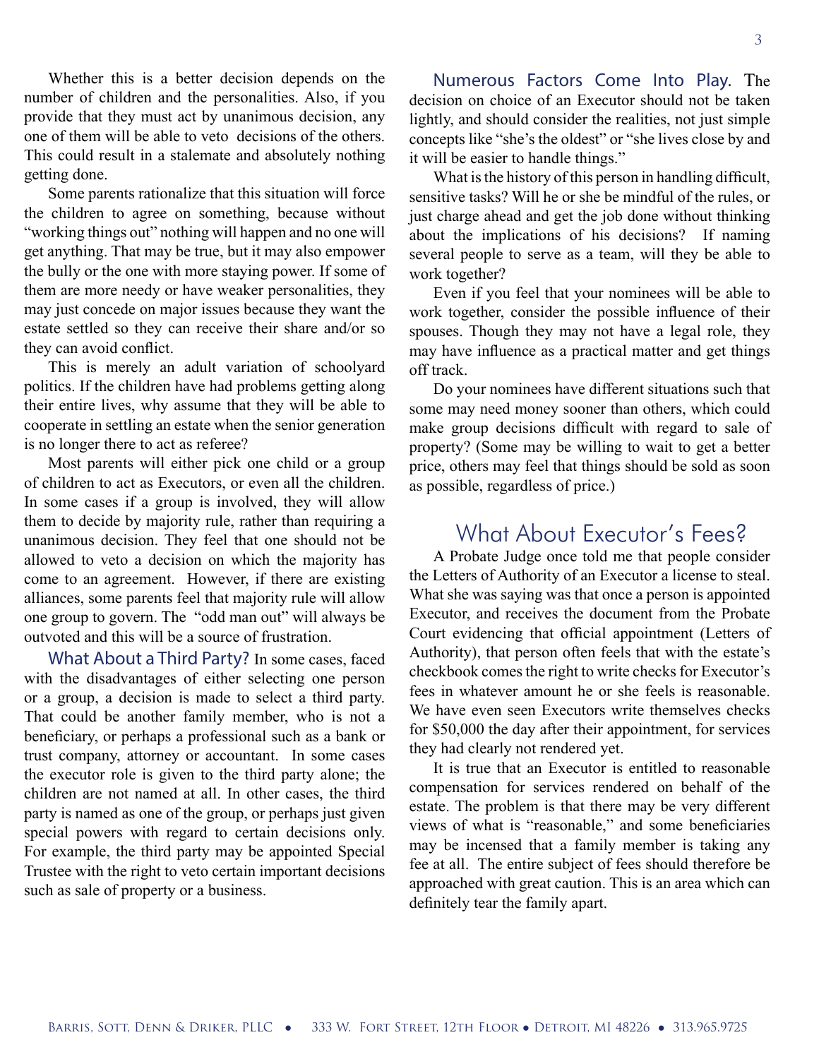Whether this is a better decision depends on the number of children and the personalities. Also, if you provide that they must act by unanimous decision, any one of them will be able to veto decisions of the others. This could result in a stalemate and absolutely nothing getting done.

Some parents rationalize that this situation will force the children to agree on something, because without "working things out" nothing will happen and no one will get anything. That may be true, but it may also empower the bully or the one with more staying power. If some of them are more needy or have weaker personalities, they may just concede on major issues because they want the estate settled so they can receive their share and/or so they can avoid conflict.

This is merely an adult variation of schoolyard politics. If the children have had problems getting along their entire lives, why assume that they will be able to cooperate in settling an estate when the senior generation is no longer there to act as referee?

Most parents will either pick one child or a group of children to act as Executors, or even all the children. In some cases if a group is involved, they will allow them to decide by majority rule, rather than requiring a unanimous decision. They feel that one should not be allowed to veto a decision on which the majority has come to an agreement. However, if there are existing alliances, some parents feel that majority rule will allow one group to govern. The "odd man out" will always be outvoted and this will be a source of frustration.

**What About a Third Party?** In some cases, faced with the disadvantages of either selecting one person or a group, a decision is made to select a third party. That could be another family member, who is not a beneficiary, or perhaps a professional such as a bank or trust company, attorney or accountant. In some cases the executor role is given to the third party alone; the children are not named at all. In other cases, the third party is named as one of the group, or perhaps just given special powers with regard to certain decisions only. For example, the third party may be appointed Special Trustee with the right to veto certain important decisions such as sale of property or a business.

**Numerous Factors Come Into Play.** The decision on choice of an Executor should not be taken lightly, and should consider the realities, not just simple concepts like "she's the oldest" or "she lives close by and it will be easier to handle things."

What is the history of this person in handling difficult, sensitive tasks? Will he or she be mindful of the rules, or just charge ahead and get the job done without thinking about the implications of his decisions? If naming several people to serve as a team, will they be able to work together?

Even if you feel that your nominees will be able to work together, consider the possible influence of their spouses. Though they may not have a legal role, they may have influence as a practical matter and get things off track.

Do your nominees have different situations such that some may need money sooner than others, which could make group decisions difficult with regard to sale of property? (Some may be willing to wait to get a better price, others may feel that things should be sold as soon as possible, regardless of price.)

## What About Executor's Fees?

A Probate Judge once told me that people consider the Letters of Authority of an Executor a license to steal. What she was saying was that once a person is appointed Executor, and receives the document from the Probate Court evidencing that official appointment (Letters of Authority), that person often feels that with the estate's checkbook comes the right to write checks for Executor's fees in whatever amount he or she feels is reasonable. We have even seen Executors write themselves checks for $50,000 the day after their appointment, for services they had clearly not rendered yet.

It is true that an Executor is entitled to reasonable compensation for services rendered on behalf of the estate. The problem is that there may be very different views of what is "reasonable," and some beneficiaries may be incensed that a family member is taking any fee at all. The entire subject of fees should therefore be approached with great caution. This is an area which can definitely tear the family apart.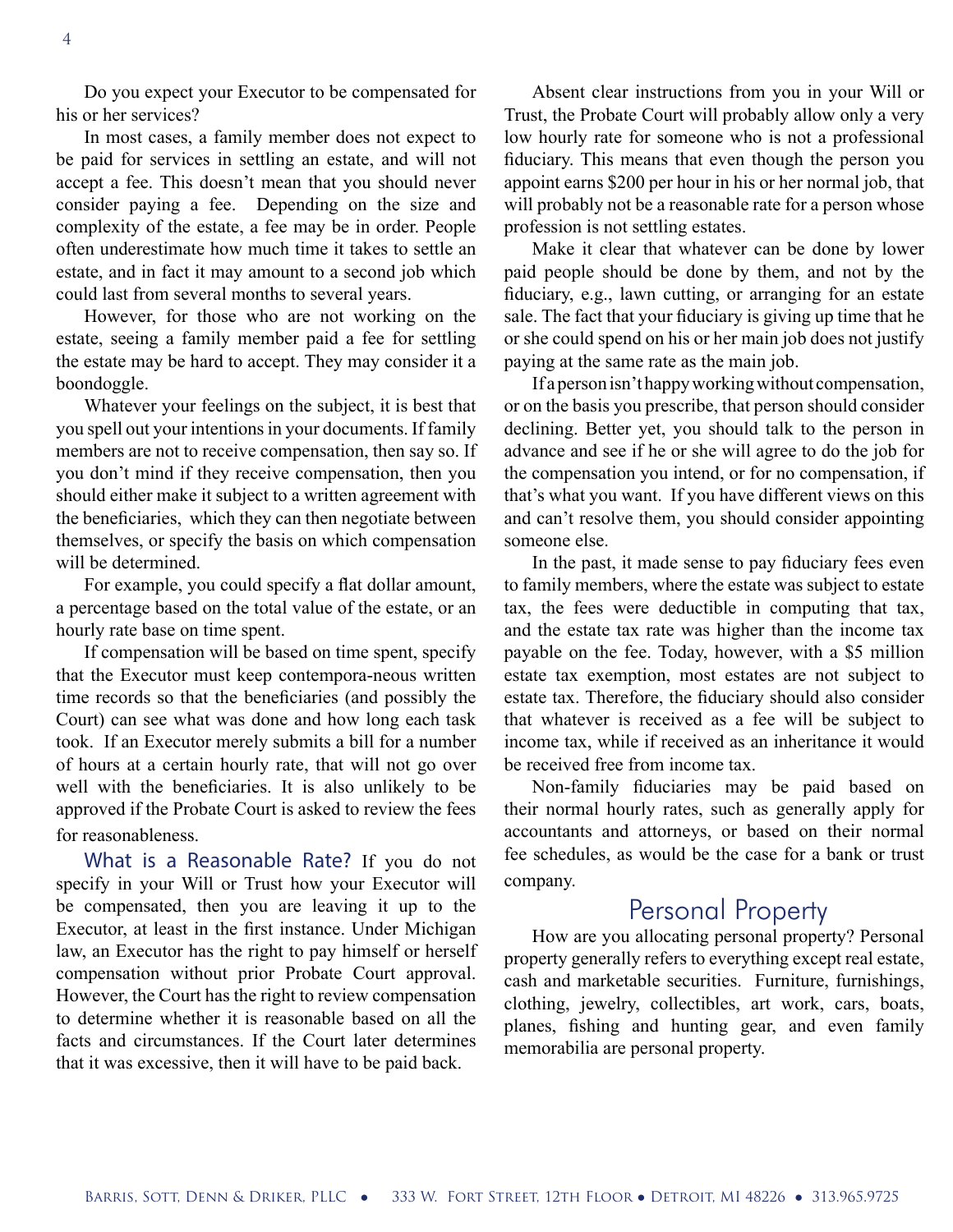Do you expect your Executor to be compensated for his or her services?

In most cases, a family member does not expect to be paid for services in settling an estate, and will not accept a fee. This doesn't mean that you should never consider paying a fee. Depending on the size and complexity of the estate, a fee may be in order. People often underestimate how much time it takes to settle an estate, and in fact it may amount to a second job which could last from several months to several years.

However, for those who are not working on the estate, seeing a family member paid a fee for settling the estate may be hard to accept. They may consider it a boondoggle.

Whatever your feelings on the subject, it is best that you spell out your intentions in your documents. If family members are not to receive compensation, then say so. If you don't mind if they receive compensation, then you should either make it subject to a written agreement with the beneficiaries, which they can then negotiate between themselves, or specify the basis on which compensation will be determined.

For example, you could specify a flat dollar amount, a percentage based on the total value of the estate, or an hourly rate base on time spent.

If compensation will be based on time spent, specify that the Executor must keep contempora-neous written time records so that the beneficiaries (and possibly the Court) can see what was done and how long each task took. If an Executor merely submits a bill for a number of hours at a certain hourly rate, that will not go over well with the beneficiaries. It is also unlikely to be approved if the Probate Court is asked to review the fees for reasonableness.

**What is a Reasonable Rate?** If you do not specify in your Will or Trust how your Executor will be compensated, then you are leaving it up to the Executor, at least in the first instance. Under Michigan law, an Executor has the right to pay himself or herself compensation without prior Probate Court approval. However, the Court has the right to review compensation to determine whether it is reasonable based on all the facts and circumstances. If the Court later determines that it was excessive, then it will have to be paid back.

Absent clear instructions from you in your Will or Trust, the Probate Court will probably allow only a very low hourly rate for someone who is not a professional fiduciary. This means that even though the person you appoint earns $200 per hour in his or her normal job, that will probably not be a reasonable rate for a person whose profession is not settling estates.

Make it clear that whatever can be done by lower paid people should be done by them, and not by the fiduciary, e.g., lawn cutting, or arranging for an estate sale. The fact that your fiduciary is giving up time that he or she could spend on his or her main job does not justify paying at the same rate as the main job.

If a person isn't happy working without compensation, or on the basis you prescribe, that person should consider declining. Better yet, you should talk to the person in advance and see if he or she will agree to do the job for the compensation you intend, or for no compensation, if that's what you want. If you have different views on this and can't resolve them, you should consider appointing someone else.

In the past, it made sense to pay fiduciary fees even to family members, where the estate was subject to estate tax, the fees were deductible in computing that tax, and the estate tax rate was higher than the income tax payable on the fee. Today, however, with a $5 million estate tax exemption, most estates are not subject to estate tax. Therefore, the fiduciary should also consider that whatever is received as a fee will be subject to income tax, while if received as an inheritance it would be received free from income tax.

Non-family fiduciaries may be paid based on their normal hourly rates, such as generally apply for accountants and attorneys, or based on their normal fee schedules, as would be the case for a bank or trust company.

## Personal Property

How are you allocating personal property? Personal property generally refers to everything except real estate, cash and marketable securities. Furniture, furnishings, clothing, jewelry, collectibles, art work, cars, boats, planes, fishing and hunting gear, and even family memorabilia are personal property.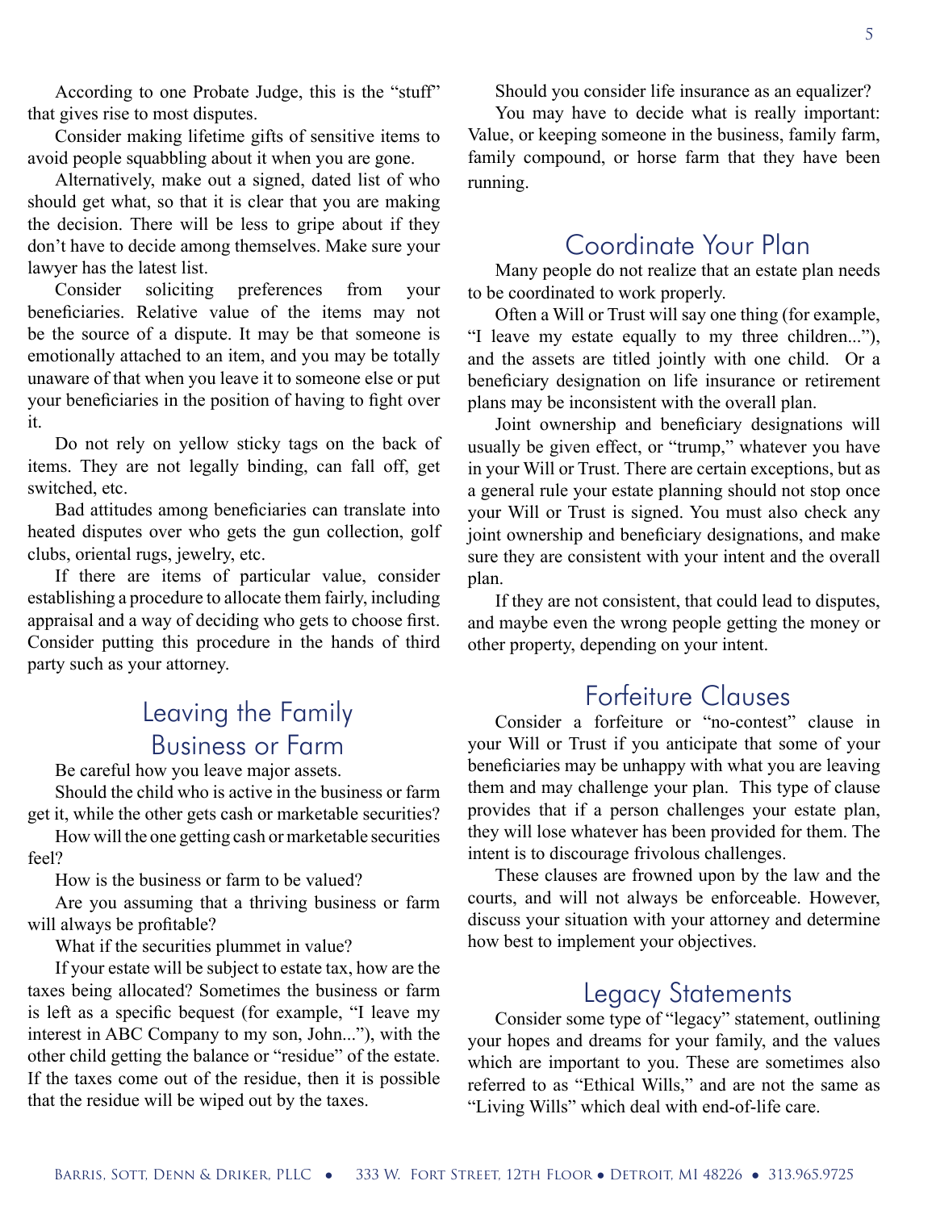According to one Probate Judge, this is the "stuff" that gives rise to most disputes.

Consider making lifetime gifts of sensitive items to avoid people squabbling about it when you are gone.

Alternatively, make out a signed, dated list of who should get what, so that it is clear that you are making the decision. There will be less to gripe about if they don't have to decide among themselves. Make sure your lawyer has the latest list.

Consider soliciting preferences from your beneficiaries. Relative value of the items may not be the source of a dispute. It may be that someone is emotionally attached to an item, and you may be totally unaware of that when you leave it to someone else or put your beneficiaries in the position of having to fight over it.

Do not rely on yellow sticky tags on the back of items. They are not legally binding, can fall off, get switched, etc.

Bad attitudes among beneficiaries can translate into heated disputes over who gets the gun collection, golf clubs, oriental rugs, jewelry, etc.

If there are items of particular value, consider establishing a procedure to allocate them fairly, including appraisal and a way of deciding who gets to choose first. Consider putting this procedure in the hands of third party such as your attorney.

## Leaving the Family Business or Farm

Be careful how you leave major assets.

Should the child who is active in the business or farm get it, while the other gets cash or marketable securities?

How will the one getting cash or marketable securities feel?

How is the business or farm to be valued?

Are you assuming that a thriving business or farm will always be profitable?

What if the securities plummet in value?

If your estate will be subject to estate tax, how are the taxes being allocated? Sometimes the business or farm is left as a specific bequest (for example, "I leave my interest in ABC Company to my son, John..."), with the other child getting the balance or "residue" of the estate. If the taxes come out of the residue, then it is possible that the residue will be wiped out by the taxes.

Should you consider life insurance as an equalizer?

You may have to decide what is really important: Value, or keeping someone in the business, family farm, family compound, or horse farm that they have been running.

## Coordinate Your Plan

Many people do not realize that an estate plan needs to be coordinated to work properly.

Often a Will or Trust will say one thing (for example, "I leave my estate equally to my three children..."), and the assets are titled jointly with one child. Or a beneficiary designation on life insurance or retirement plans may be inconsistent with the overall plan.

Joint ownership and beneficiary designations will usually be given effect, or "trump," whatever you have in your Will or Trust. There are certain exceptions, but as a general rule your estate planning should not stop once your Will or Trust is signed. You must also check any joint ownership and beneficiary designations, and make sure they are consistent with your intent and the overall plan.

If they are not consistent, that could lead to disputes, and maybe even the wrong people getting the money or other property, depending on your intent.

## Forfeiture Clauses

Consider a forfeiture or "no-contest" clause in your Will or Trust if you anticipate that some of your beneficiaries may be unhappy with what you are leaving them and may challenge your plan. This type of clause provides that if a person challenges your estate plan, they will lose whatever has been provided for them. The intent is to discourage frivolous challenges.

These clauses are frowned upon by the law and the courts, and will not always be enforceable. However, discuss your situation with your attorney and determine how best to implement your objectives.

## Legacy Statements

Consider some type of "legacy" statement, outlining your hopes and dreams for your family, and the values which are important to you. These are sometimes also referred to as "Ethical Wills," and are not the same as "Living Wills" which deal with end-of-life care.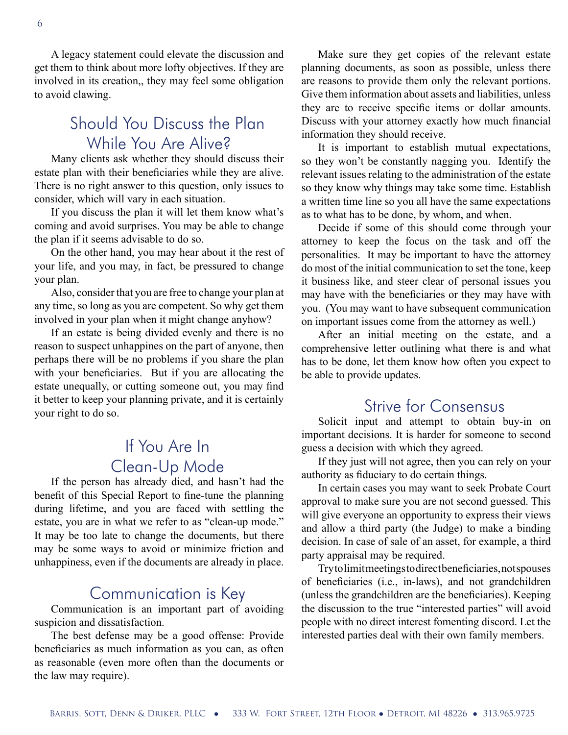A legacy statement could elevate the discussion and get them to think about more lofty objectives. If they are involved in its creation,, they may feel some obligation to avoid clawing.

## Should You Discuss the Plan While You Are Alive?

Many clients ask whether they should discuss their estate plan with their beneficiaries while they are alive. There is no right answer to this question, only issues to consider, which will vary in each situation.

If you discuss the plan it will let them know what's coming and avoid surprises. You may be able to change the plan if it seems advisable to do so.

On the other hand, you may hear about it the rest of your life, and you may, in fact, be pressured to change your plan.

Also, consider that you are free to change your plan at any time, so long as you are competent. So why get them involved in your plan when it might change anyhow?

If an estate is being divided evenly and there is no reason to suspect unhappines on the part of anyone, then perhaps there will be no problems if you share the plan with your beneficiaries. But if you are allocating the estate unequally, or cutting someone out, you may find it better to keep your planning private, and it is certainly your right to do so.

## If You Are In Clean-Up Mode

If the person has already died, and hasn't had the benefit of this Special Report to fine-tune the planning during lifetime, and you are faced with settling the estate, you are in what we refer to as "clean-up mode." It may be too late to change the documents, but there may be some ways to avoid or minimize friction and unhappiness, even if the documents are already in place.

## Communication is Key

Communication is an important part of avoiding suspicion and dissatisfaction.

The best defense may be a good offense: Provide beneficiaries as much information as you can, as often as reasonable (even more often than the documents or the law may require).

Make sure they get copies of the relevant estate planning documents, as soon as possible, unless there are reasons to provide them only the relevant portions. Give them information about assets and liabilities, unless they are to receive specific items or dollar amounts. Discuss with your attorney exactly how much financial information they should receive.

It is important to establish mutual expectations, so they won't be constantly nagging you. Identify the relevant issues relating to the administration of the estate so they know why things may take some time. Establish a written time line so you all have the same expectations as to what has to be done, by whom, and when.

Decide if some of this should come through your attorney to keep the focus on the task and off the personalities. It may be important to have the attorney do most of the initial communication to set the tone, keep it business like, and steer clear of personal issues you may have with the beneficiaries or they may have with you. (You may want to have subsequent communication on important issues come from the attorney as well.)

After an initial meeting on the estate, and a comprehensive letter outlining what there is and what has to be done, let them know how often you expect to be able to provide updates.

## Strive for Consensus

Solicit input and attempt to obtain buy-in on important decisions. It is harder for someone to second guess a decision with which they agreed.

If they just will not agree, then you can rely on your authority as fiduciary to do certain things.

In certain cases you may want to seek Probate Court approval to make sure you are not second guessed. This will give everyone an opportunity to express their views and allow a third party (the Judge) to make a binding decision. In case of sale of an asset, for example, a third party appraisal may be required.

Try to limit meetings to direct beneficiaries, not spouses of beneficiaries (i.e., in-laws), and not grandchildren (unless the grandchildren are the beneficiaries). Keeping the discussion to the true "interested parties" will avoid people with no direct interest fomenting discord. Let the interested parties deal with their own family members.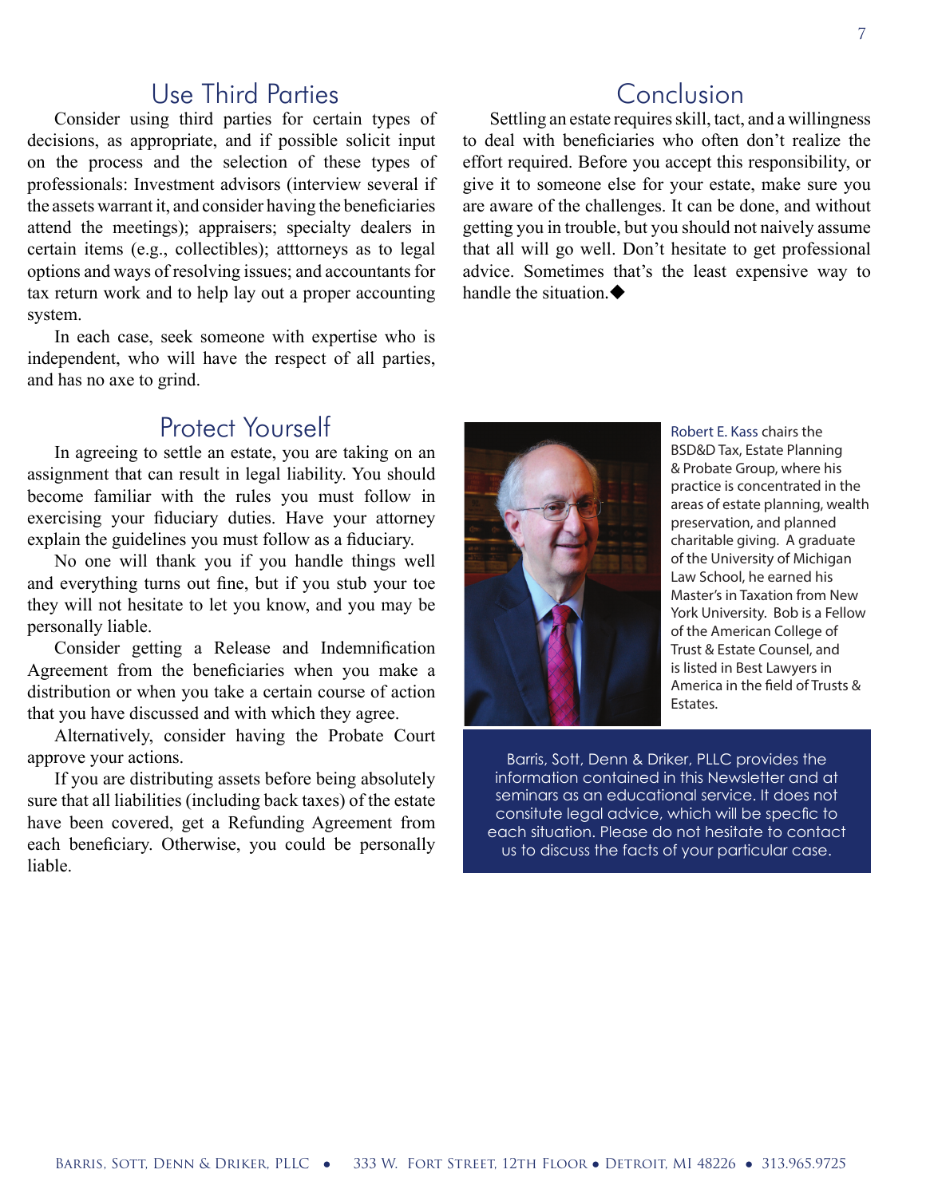## Use Third Parties

Consider using third parties for certain types of decisions, as appropriate, and if possible solicit input on the process and the selection of these types of professionals: Investment advisors (interview several if the assets warrant it, and consider having the beneficiaries attend the meetings); appraisers; specialty dealers in certain items (e.g., collectibles); atttorneys as to legal options and ways of resolving issues; and accountants for tax return work and to help lay out a proper accounting system.

In each case, seek someone with expertise who is independent, who will have the respect of all parties, and has no axe to grind.

## Protect Yourself

In agreeing to settle an estate, you are taking on an assignment that can result in legal liability. You should become familiar with the rules you must follow in exercising your fiduciary duties. Have your attorney explain the guidelines you must follow as a fiduciary.

No one will thank you if you handle things well and everything turns out fine, but if you stub your toe they will not hesitate to let you know, and you may be personally liable.

Consider getting a Release and Indemnification Agreement from the beneficiaries when you make a distribution or when you take a certain course of action that you have discussed and with which they agree.

Alternatively, consider having the Probate Court approve your actions.

If you are distributing assets before being absolutely sure that all liabilities (including back taxes) of the estate have been covered, get a Refunding Agreement from each beneficiary. Otherwise, you could be personally liable.

## Conclusion

Settling an estate requires skill, tact, and a willingness to deal with beneficiaries who often don't realize the effort required. Before you accept this responsibility, or give it to someone else for your estate, make sure you are aware of the challenges. It can be done, and without getting you in trouble, but you should not naively assume that all will go well. Don't hesitate to get professional advice. Sometimes that's the least expensive way to handle the situation.◆

Robert E. Kass chairs the BSD&D Tax, Estate Planning & Probate Group, where his practice is concentrated in the areas of estate planning, wealth preservation, and planned charitable giving. A graduate of the University of Michigan Law School, he earned his Master's in Taxation from New York University. Bob is a Fellow of the American College of Trust & Estate Counsel, and is listed in Best Lawyers in America in the field of Trusts & Estates.

Barris, Sott, Denn & Driker, PLLC provides the information contained in this Newsletter and at seminars as an educational service. It does not consitute legal advice, which will be specfic to each situation. Please do not hesitate to contact us to discuss the facts of your particular case.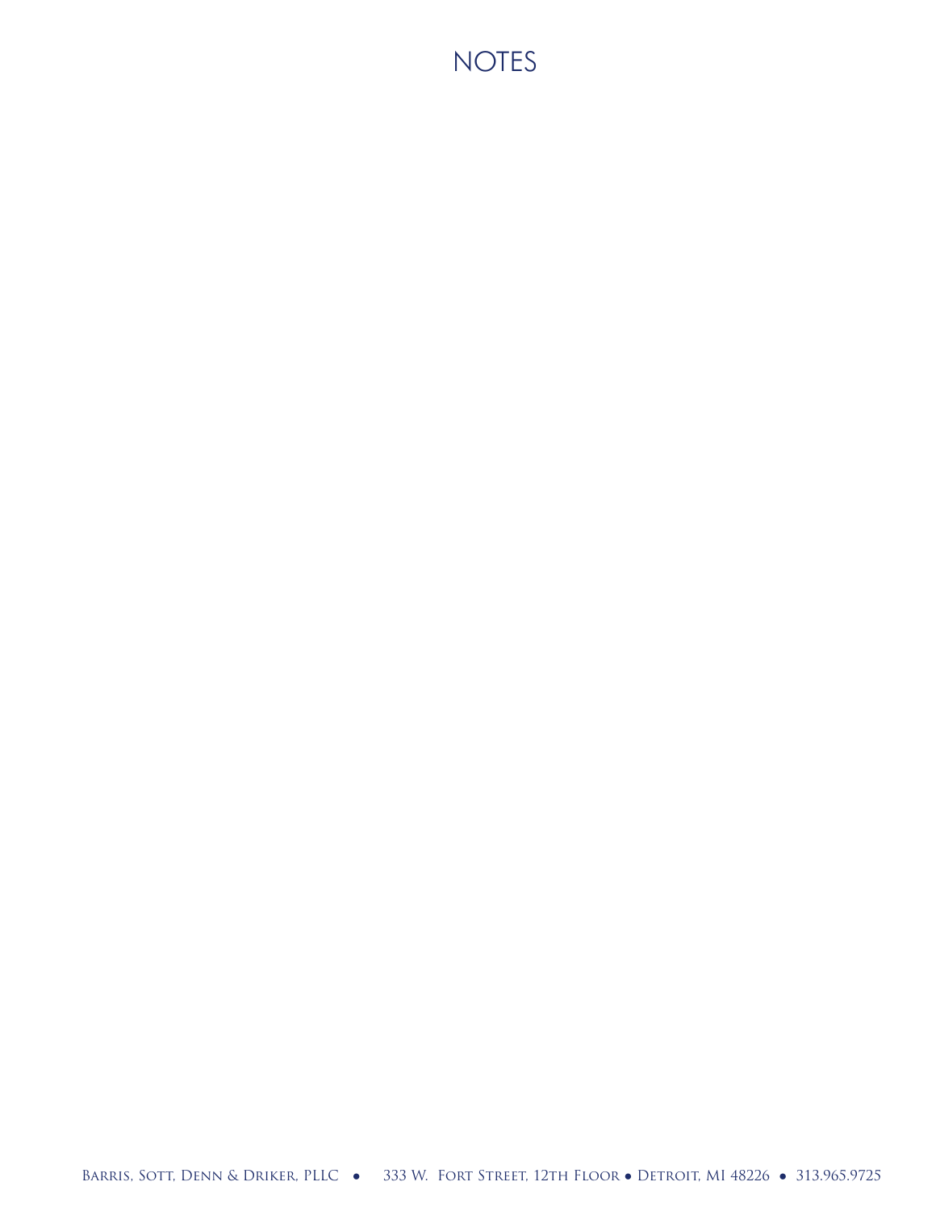# NOTES